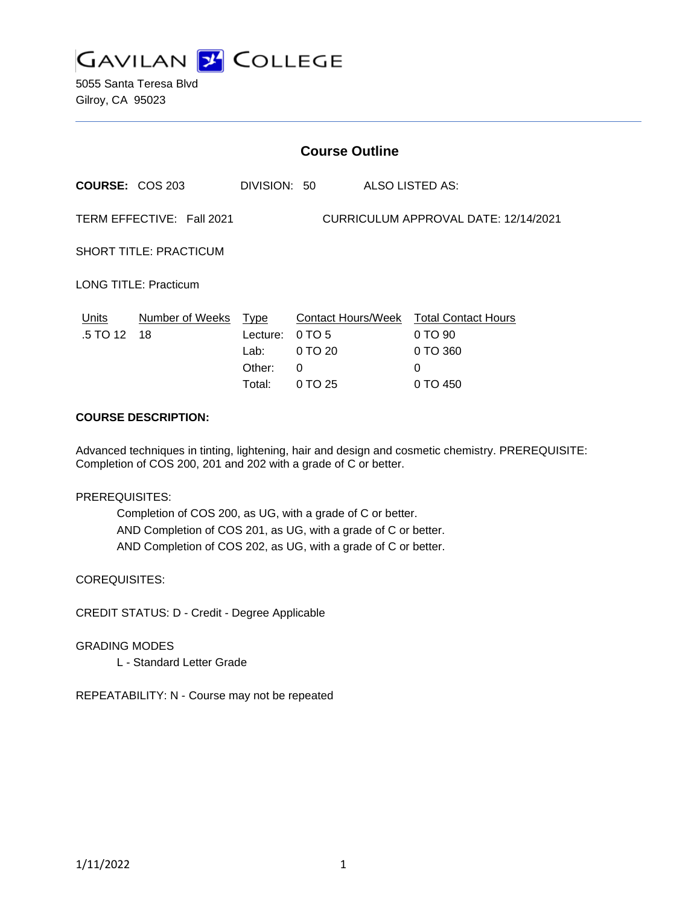# GAVILAN COLLEGE

5055 Santa Teresa Blvd
Gilroy, CA 95023

---

## Course Outline

**COURSE:** COS 203 DIVISION: 50 ALSO LISTED AS:

TERM EFFECTIVE: Fall 2021 CURRICULUM APPROVAL DATE: 12/14/2021

SHORT TITLE: PRACTICUM

LONG TITLE: Practicum

| Units | Number of Weeks | Type | Contact Hours/Week | Total Contact Hours |
|---|---|---|---|---|
| .5 TO 12 | 18 | Lecture: | 0 TO 5 | 0 TO 90 |
| | | Lab: | 0 TO 20 | 0 TO 360 |
| | | Other: | 0 | 0 |
| | | Total: | 0 TO 25 | 0 TO 450 |

**COURSE DESCRIPTION:**

Advanced techniques in tinting, lightening, hair and design and cosmetic chemistry. PREREQUISITE: Completion of COS 200, 201 and 202 with a grade of C or better.

PREREQUISITES:

Completion of COS 200, as UG, with a grade of C or better.
AND Completion of COS 201, as UG, with a grade of C or better.
AND Completion of COS 202, as UG, with a grade of C or better.

COREQUISITES:

CREDIT STATUS: D - Credit - Degree Applicable

GRADING MODES

L - Standard Letter Grade

REPEATABILITY: N - Course may not be repeated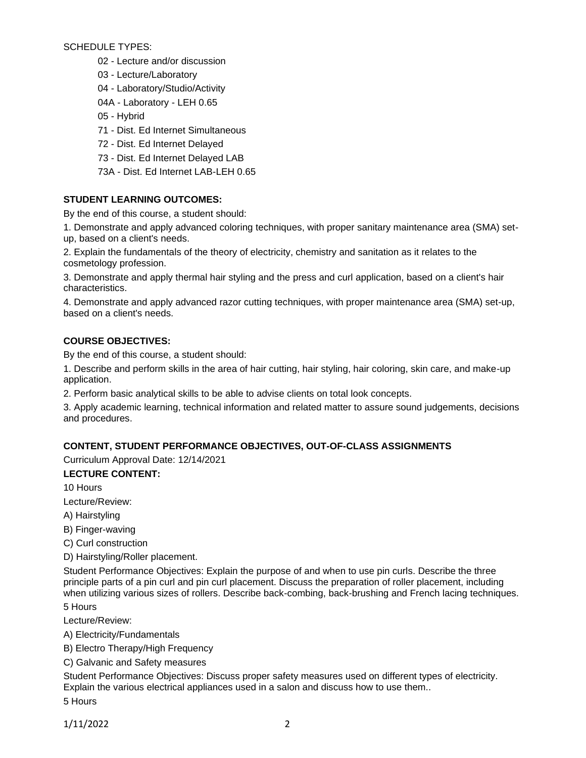SCHEDULE TYPES:

- 02 - Lecture and/or discussion
- 03 - Lecture/Laboratory
- 04 - Laboratory/Studio/Activity
- 04A - Laboratory - LEH 0.65
- 05 - Hybrid
- 71 - Dist. Ed Internet Simultaneous
- 72 - Dist. Ed Internet Delayed
- 73 - Dist. Ed Internet Delayed LAB
- 73A - Dist. Ed Internet LAB-LEH 0.65

**STUDENT LEARNING OUTCOMES:**

By the end of this course, a student should:

1. Demonstrate and apply advanced coloring techniques, with proper sanitary maintenance area (SMA) set-up, based on a client's needs.
2. Explain the fundamentals of the theory of electricity, chemistry and sanitation as it relates to the cosmetology profession.
3. Demonstrate and apply thermal hair styling and the press and curl application, based on a client's hair characteristics.
4. Demonstrate and apply advanced razor cutting techniques, with proper maintenance area (SMA) set-up, based on a client's needs.

**COURSE OBJECTIVES:**

By the end of this course, a student should:

1. Describe and perform skills in the area of hair cutting, hair styling, hair coloring, skin care, and make-up application.
2. Perform basic analytical skills to be able to advise clients on total look concepts.
3. Apply academic learning, technical information and related matter to assure sound judgements, decisions and procedures.

**CONTENT, STUDENT PERFORMANCE OBJECTIVES, OUT-OF-CLASS ASSIGNMENTS**

Curriculum Approval Date: 12/14/2021

**LECTURE CONTENT:**

10 Hours

Lecture/Review:

A) Hairstyling

B) Finger-waving

C) Curl construction

D) Hairstyling/Roller placement.

Student Performance Objectives: Explain the purpose of and when to use pin curls. Describe the three principle parts of a pin curl and pin curl placement. Discuss the preparation of roller placement, including when utilizing various sizes of rollers. Describe back-combing, back-brushing and French lacing techniques.

5 Hours

Lecture/Review:

A) Electricity/Fundamentals

B) Electro Therapy/High Frequency

C) Galvanic and Safety measures

Student Performance Objectives: Discuss proper safety measures used on different types of electricity. Explain the various electrical appliances used in a salon and discuss how to use them..

5 Hours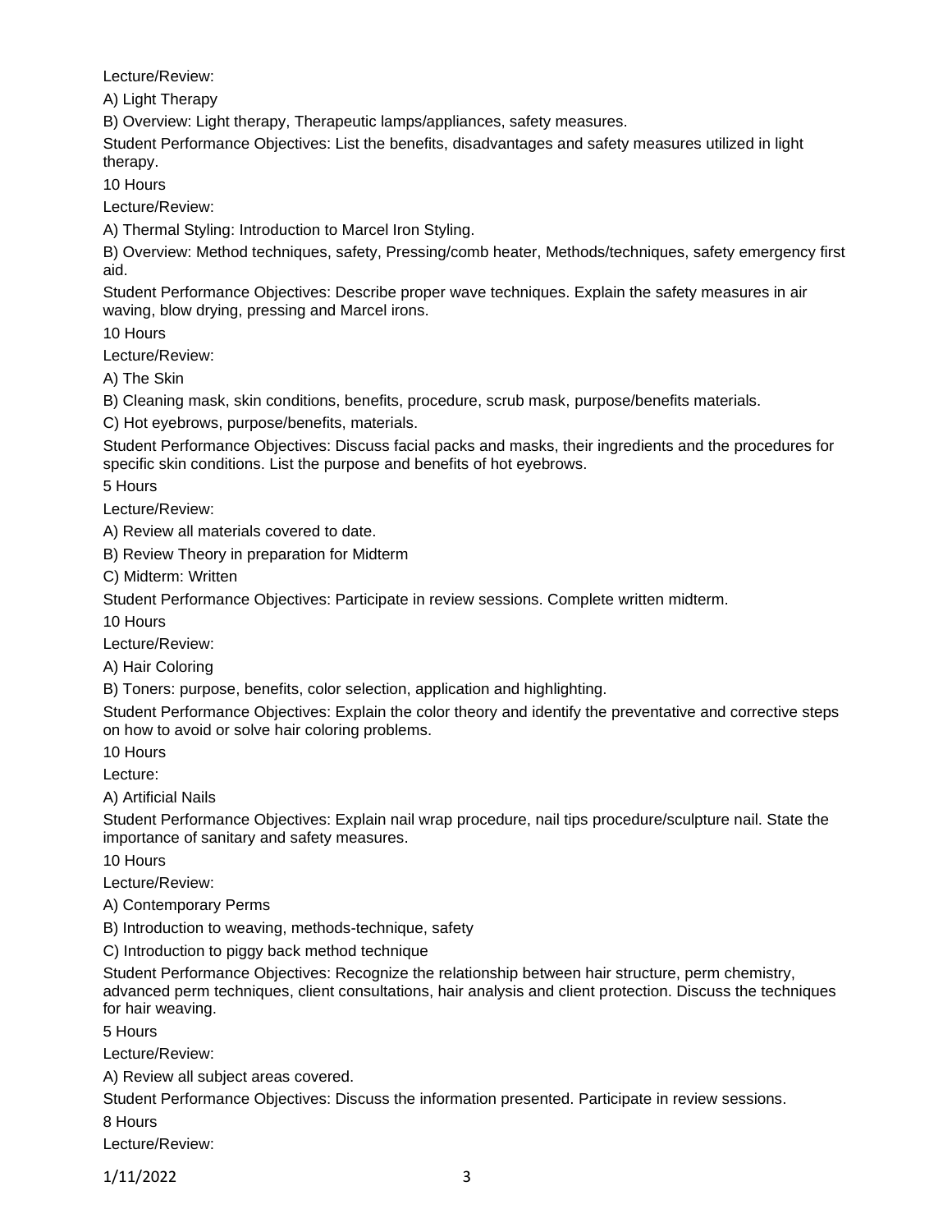Lecture/Review:

A) Light Therapy

B) Overview: Light therapy, Therapeutic lamps/appliances, safety measures.

Student Performance Objectives: List the benefits, disadvantages and safety measures utilized in light therapy.

10 Hours

Lecture/Review:

A) Thermal Styling: Introduction to Marcel Iron Styling.

B) Overview: Method techniques, safety, Pressing/comb heater, Methods/techniques, safety emergency first aid.

Student Performance Objectives: Describe proper wave techniques. Explain the safety measures in air waving, blow drying, pressing and Marcel irons.

10 Hours

Lecture/Review:

A) The Skin

B) Cleaning mask, skin conditions, benefits, procedure, scrub mask, purpose/benefits materials.

C) Hot eyebrows, purpose/benefits, materials.

Student Performance Objectives: Discuss facial packs and masks, their ingredients and the procedures for specific skin conditions. List the purpose and benefits of hot eyebrows.

5 Hours

Lecture/Review:

A) Review all materials covered to date.

B) Review Theory in preparation for Midterm

C) Midterm: Written

Student Performance Objectives: Participate in review sessions. Complete written midterm.

10 Hours

Lecture/Review:

A) Hair Coloring

B) Toners: purpose, benefits, color selection, application and highlighting.

Student Performance Objectives: Explain the color theory and identify the preventative and corrective steps on how to avoid or solve hair coloring problems.

10 Hours

Lecture:

A) Artificial Nails

Student Performance Objectives: Explain nail wrap procedure, nail tips procedure/sculpture nail. State the importance of sanitary and safety measures.

10 Hours

Lecture/Review:

A) Contemporary Perms

B) Introduction to weaving, methods-technique, safety

C) Introduction to piggy back method technique

Student Performance Objectives: Recognize the relationship between hair structure, perm chemistry, advanced perm techniques, client consultations, hair analysis and client protection. Discuss the techniques for hair weaving.

5 Hours

Lecture/Review:

A) Review all subject areas covered.

Student Performance Objectives: Discuss the information presented. Participate in review sessions.

8 Hours

Lecture/Review: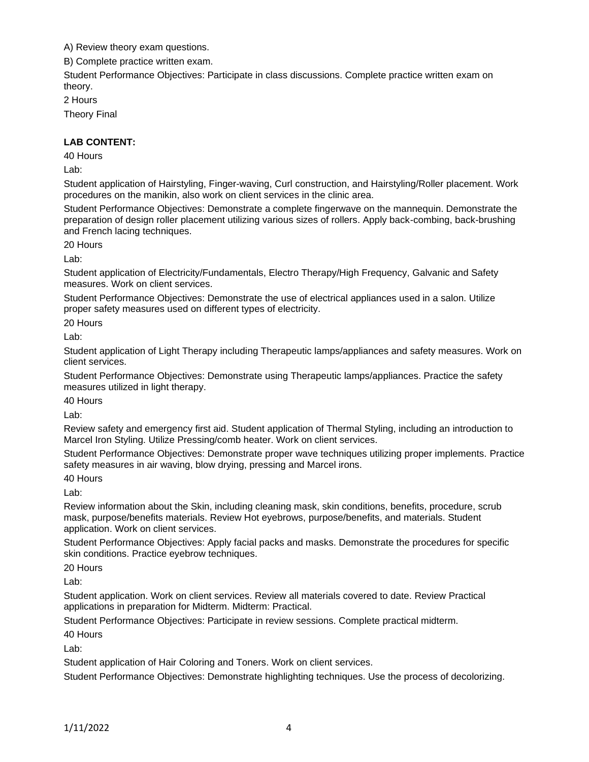A) Review theory exam questions.

B) Complete practice written exam.

Student Performance Objectives: Participate in class discussions. Complete practice written exam on theory.

2 Hours

Theory Final

**LAB CONTENT:**

40 Hours

Lab:

Student application of Hairstyling, Finger-waving, Curl construction, and Hairstyling/Roller placement. Work procedures on the manikin, also work on client services in the clinic area.

Student Performance Objectives: Demonstrate a complete fingerwave on the mannequin. Demonstrate the preparation of design roller placement utilizing various sizes of rollers. Apply back-combing, back-brushing and French lacing techniques.

20 Hours

Lab:

Student application of Electricity/Fundamentals, Electro Therapy/High Frequency, Galvanic and Safety measures. Work on client services.

Student Performance Objectives: Demonstrate the use of electrical appliances used in a salon. Utilize proper safety measures used on different types of electricity.

20 Hours

Lab:

Student application of Light Therapy including Therapeutic lamps/appliances and safety measures. Work on client services.

Student Performance Objectives: Demonstrate using Therapeutic lamps/appliances. Practice the safety measures utilized in light therapy.

40 Hours

Lab:

Review safety and emergency first aid. Student application of Thermal Styling, including an introduction to Marcel Iron Styling. Utilize Pressing/comb heater. Work on client services.

Student Performance Objectives: Demonstrate proper wave techniques utilizing proper implements. Practice safety measures in air waving, blow drying, pressing and Marcel irons.

40 Hours

Lab:

Review information about the Skin, including cleaning mask, skin conditions, benefits, procedure, scrub mask, purpose/benefits materials. Review Hot eyebrows, purpose/benefits, and materials. Student application. Work on client services.

Student Performance Objectives: Apply facial packs and masks. Demonstrate the procedures for specific skin conditions. Practice eyebrow techniques.

20 Hours

Lab:

Student application. Work on client services. Review all materials covered to date. Review Practical applications in preparation for Midterm. Midterm: Practical.

Student Performance Objectives: Participate in review sessions. Complete practical midterm.

40 Hours

Lab:

Student application of Hair Coloring and Toners. Work on client services.

Student Performance Objectives: Demonstrate highlighting techniques. Use the process of decolorizing.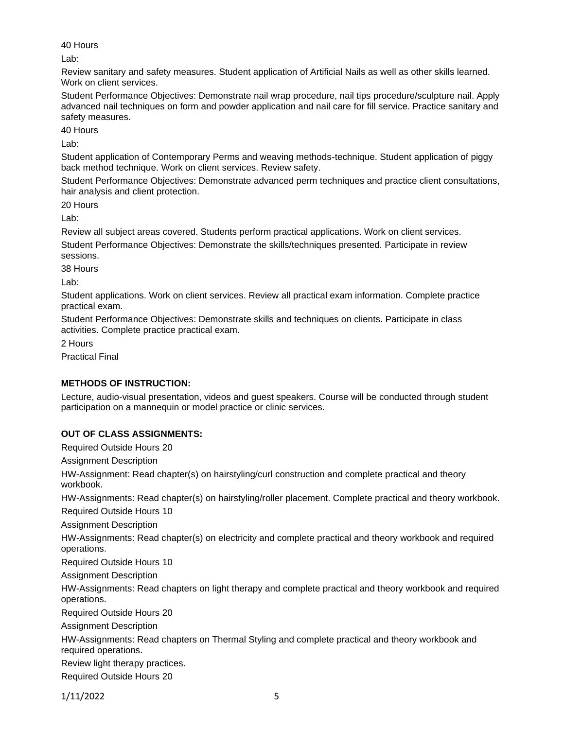40 Hours

Lab:

Review sanitary and safety measures. Student application of Artificial Nails as well as other skills learned. Work on client services.

Student Performance Objectives: Demonstrate nail wrap procedure, nail tips procedure/sculpture nail. Apply advanced nail techniques on form and powder application and nail care for fill service. Practice sanitary and safety measures.

40 Hours

Lab:

Student application of Contemporary Perms and weaving methods-technique. Student application of piggy back method technique. Work on client services. Review safety.

Student Performance Objectives: Demonstrate advanced perm techniques and practice client consultations, hair analysis and client protection.

20 Hours

Lab:

Review all subject areas covered. Students perform practical applications. Work on client services.

Student Performance Objectives: Demonstrate the skills/techniques presented. Participate in review sessions.

38 Hours

Lab:

Student applications. Work on client services. Review all practical exam information. Complete practice practical exam.

Student Performance Objectives: Demonstrate skills and techniques on clients. Participate in class activities. Complete practice practical exam.

2 Hours

Practical Final

**METHODS OF INSTRUCTION:**

Lecture, audio-visual presentation, videos and guest speakers. Course will be conducted through student participation on a mannequin or model practice or clinic services.

**OUT OF CLASS ASSIGNMENTS:**

Required Outside Hours 20

Assignment Description

HW-Assignment: Read chapter(s) on hairstyling/curl construction and complete practical and theory workbook.

HW-Assignments: Read chapter(s) on hairstyling/roller placement. Complete practical and theory workbook.

Required Outside Hours 10

Assignment Description

HW-Assignments: Read chapter(s) on electricity and complete practical and theory workbook and required operations.

Required Outside Hours 10

Assignment Description

HW-Assignments: Read chapters on light therapy and complete practical and theory workbook and required operations.

Required Outside Hours 20

Assignment Description

HW-Assignments: Read chapters on Thermal Styling and complete practical and theory workbook and required operations.

Review light therapy practices.

Required Outside Hours 20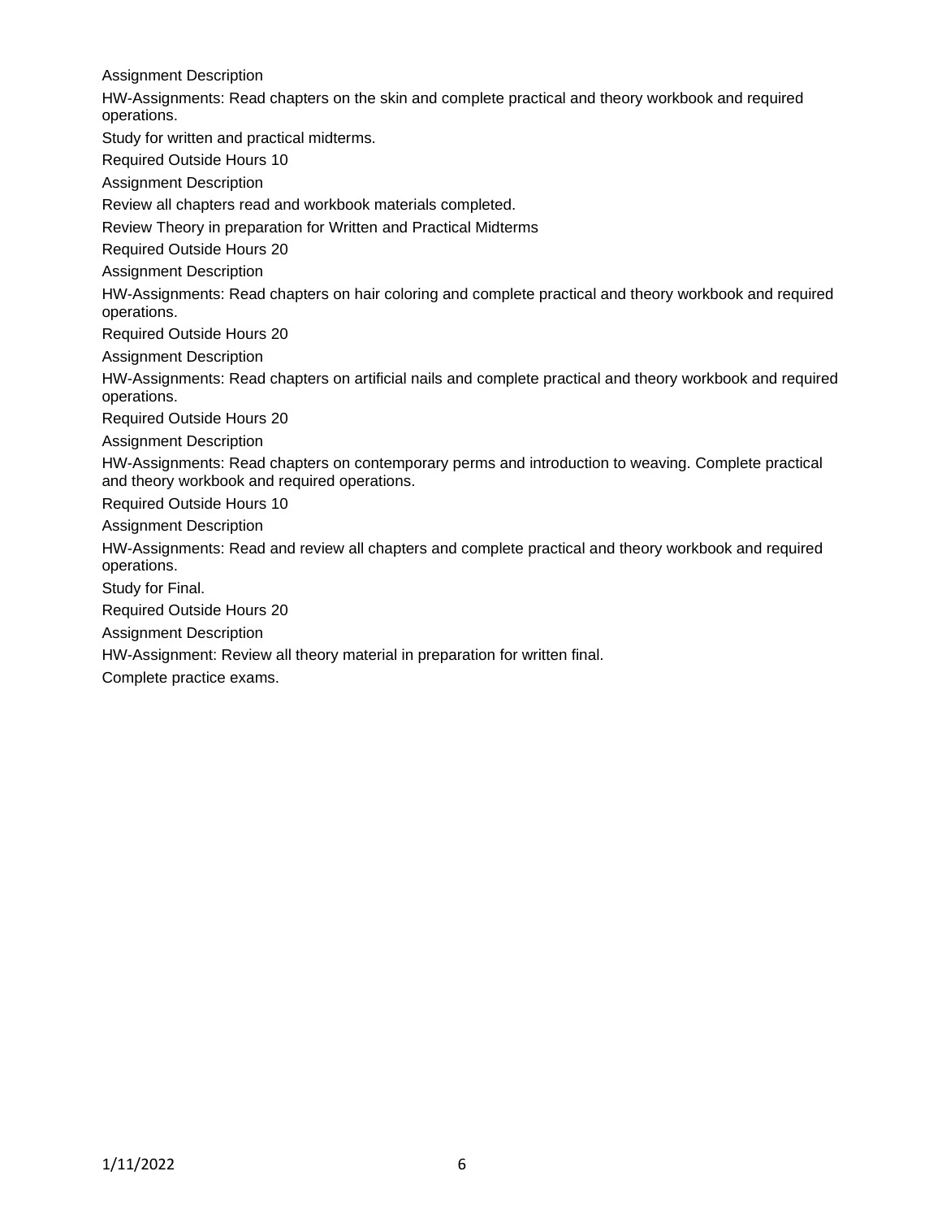Assignment Description

HW-Assignments: Read chapters on the skin and complete practical and theory workbook and required operations.

Study for written and practical midterms.

Required Outside Hours 10

Assignment Description

Review all chapters read and workbook materials completed.

Review Theory in preparation for Written and Practical Midterms

Required Outside Hours 20

Assignment Description

HW-Assignments: Read chapters on hair coloring and complete practical and theory workbook and required operations.

Required Outside Hours 20

Assignment Description

HW-Assignments: Read chapters on artificial nails and complete practical and theory workbook and required operations.

Required Outside Hours 20

Assignment Description

HW-Assignments: Read chapters on contemporary perms and introduction to weaving. Complete practical and theory workbook and required operations.

Required Outside Hours 10

Assignment Description

HW-Assignments: Read and review all chapters and complete practical and theory workbook and required operations.

Study for Final.

Required Outside Hours 20

Assignment Description

HW-Assignment: Review all theory material in preparation for written final.

Complete practice exams.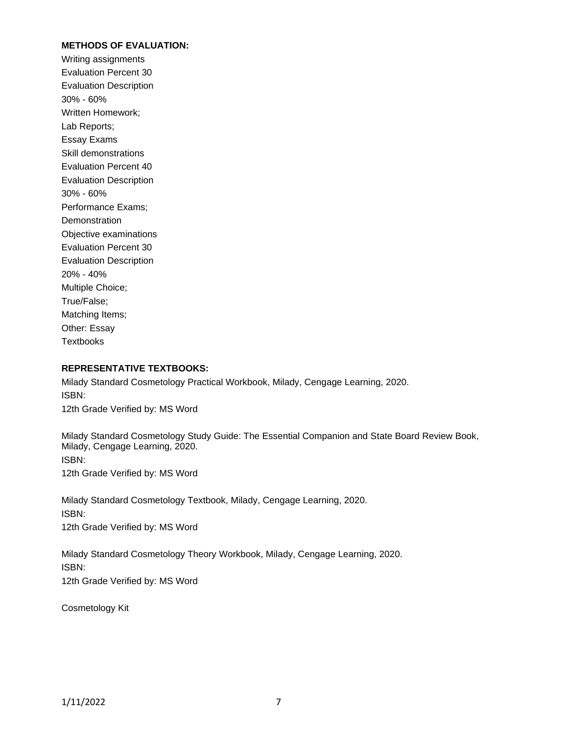**METHODS OF EVALUATION:**

Writing assignments
Evaluation Percent 30
Evaluation Description
30% - 60%
Written Homework;
Lab Reports;
Essay Exams
Skill demonstrations
Evaluation Percent 40
Evaluation Description
30% - 60%
Performance Exams;
Demonstration
Objective examinations
Evaluation Percent 30
Evaluation Description
20% - 40%
Multiple Choice;
True/False;
Matching Items;
Other: Essay
Textbooks

**REPRESENTATIVE TEXTBOOKS:**

Milady Standard Cosmetology Practical Workbook, Milady, Cengage Learning, 2020.
ISBN:
12th Grade Verified by: MS Word

Milady Standard Cosmetology Study Guide: The Essential Companion and State Board Review Book, Milady, Cengage Learning, 2020.
ISBN:
12th Grade Verified by: MS Word

Milady Standard Cosmetology Textbook, Milady, Cengage Learning, 2020.
ISBN:
12th Grade Verified by: MS Word

Milady Standard Cosmetology Theory Workbook, Milady, Cengage Learning, 2020.
ISBN:
12th Grade Verified by: MS Word

Cosmetology Kit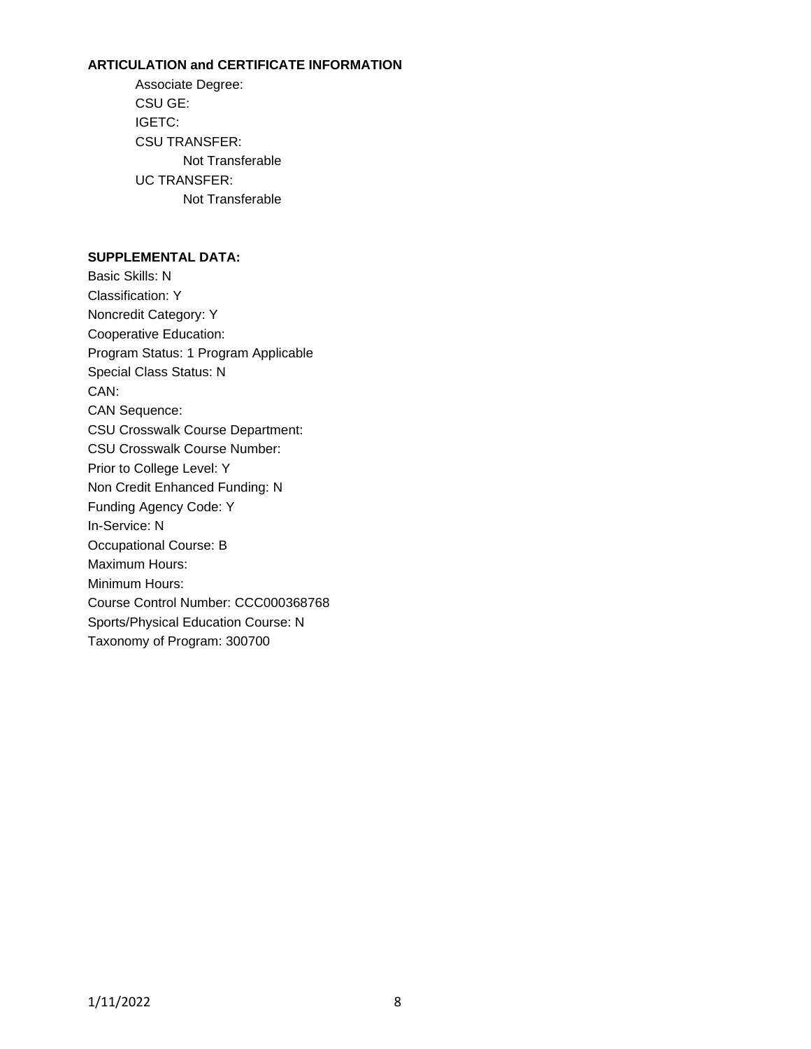**ARTICULATION and CERTIFICATE INFORMATION**

Associate Degree:
CSU GE:
IGETC:
CSU TRANSFER:
  Not Transferable
UC TRANSFER:
  Not Transferable

**SUPPLEMENTAL DATA:**

Basic Skills: N
Classification: Y
Noncredit Category: Y
Cooperative Education:
Program Status: 1 Program Applicable
Special Class Status: N
CAN:
CAN Sequence:
CSU Crosswalk Course Department:
CSU Crosswalk Course Number:
Prior to College Level: Y
Non Credit Enhanced Funding: N
Funding Agency Code: Y
In-Service: N
Occupational Course: B
Maximum Hours:
Minimum Hours:
Course Control Number: CCC000368768
Sports/Physical Education Course: N
Taxonomy of Program: 300700